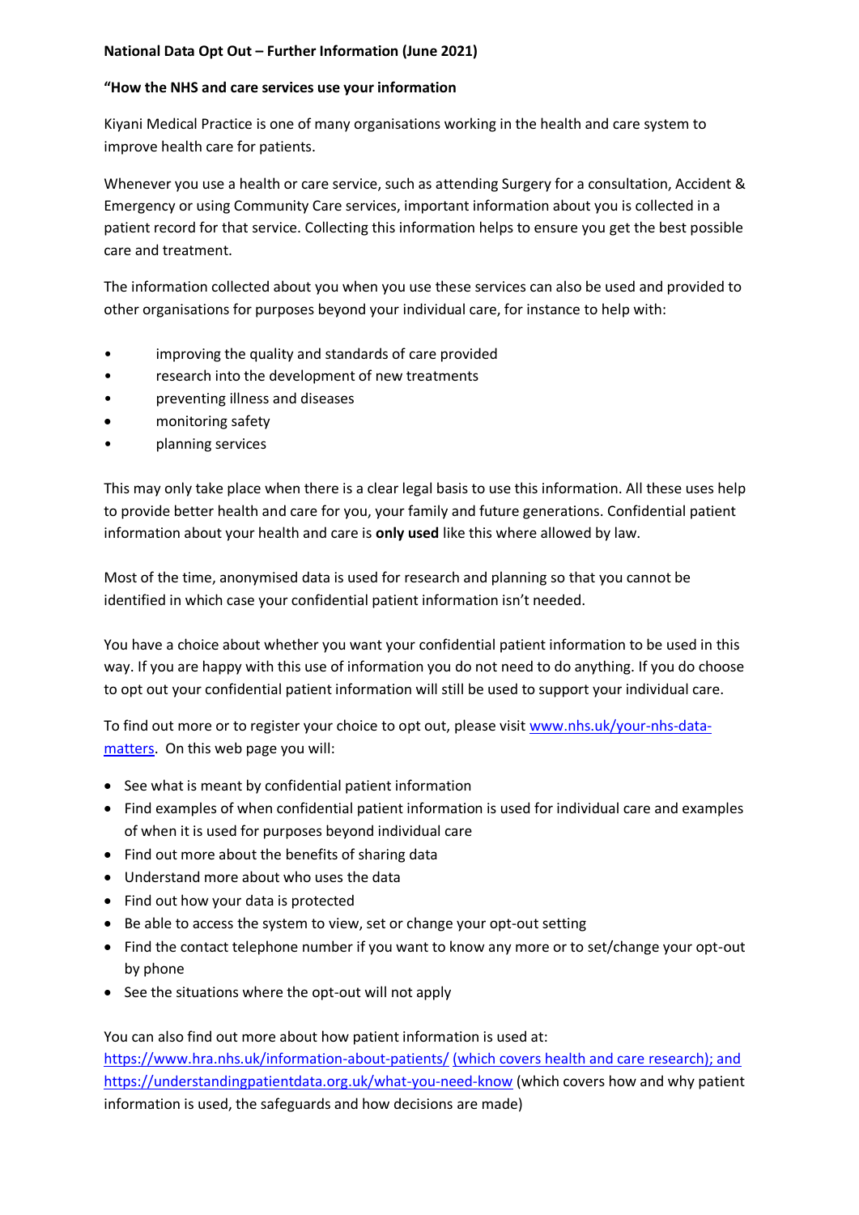**National Data Opt Out – Further Information (June 2021)**

**"How the NHS and care services use your information**

Kiyani Medical Practice is one of many organisations working in the health and care system to improve health care for patients.

Whenever you use a health or care service, such as attending Surgery for a consultation, Accident & Emergency or using Community Care services, important information about you is collected in a patient record for that service. Collecting this information helps to ensure you get the best possible care and treatment.

The information collected about you when you use these services can also be used and provided to other organisations for purposes beyond your individual care, for instance to help with:

- improving the quality and standards of care provided
- research into the development of new treatments
- preventing illness and diseases
- monitoring safety
- planning services

This may only take place when there is a clear legal basis to use this information. All these uses help to provide better health and care for you, your family and future generations. Confidential patient information about your health and care is **only used** like this where allowed by law.

Most of the time, anonymised data is used for research and planning so that you cannot be identified in which case your confidential patient information isn't needed.

You have a choice about whether you want your confidential patient information to be used in this way. If you are happy with this use of information you do not need to do anything. If you do choose to opt out your confidential patient information will still be used to support your individual care.

To find out more or to register your choice to opt out, please visit [www.nhs.uk/your-nhs-data-matters](www.nhs.uk/your-nhs-data-matters). On this web page you will:

- See what is meant by confidential patient information
- Find examples of when confidential patient information is used for individual care and examples of when it is used for purposes beyond individual care
- Find out more about the benefits of sharing data
- Understand more about who uses the data
- Find out how your data is protected
- Be able to access the system to view, set or change your opt-out setting
- Find the contact telephone number if you want to know any more or to set/change your opt-out by phone
- See the situations where the opt-out will not apply

You can also find out more about how patient information is used at:
[https://www.hra.nhs.uk/information-about-patients/](https://www.hra.nhs.uk/information-about-patients/) (which covers health and care research); and [https://understandingpatientdata.org.uk/what-you-need-know](https://understandingpatientdata.org.uk/what-you-need-know) (which covers how and why patient information is used, the safeguards and how decisions are made)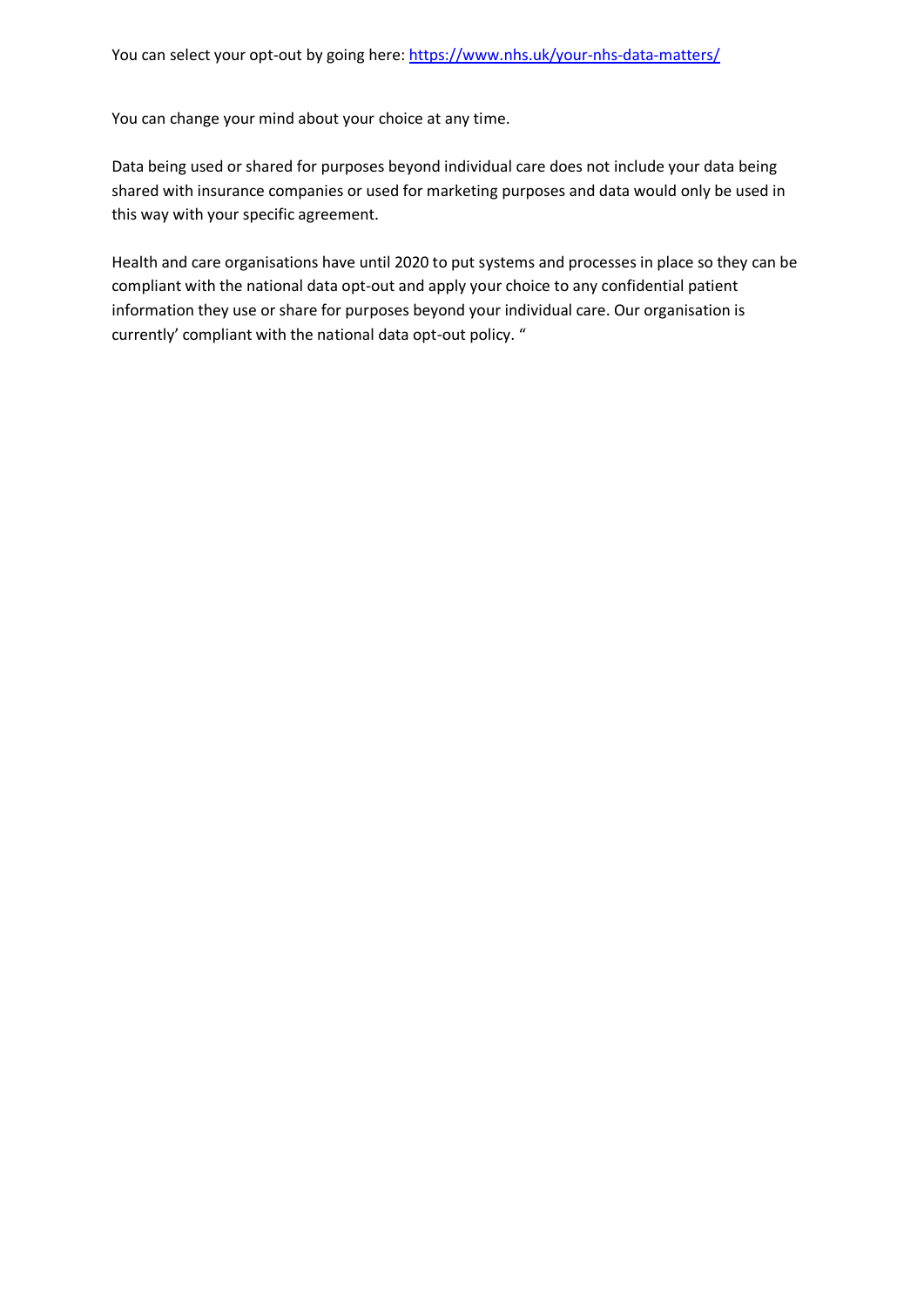You can select your opt-out by going here: [https://www.nhs.uk/your-nhs-data-matters/](https://www.nhs.uk/your-nhs-data-matters/)

You can change your mind about your choice at any time.

Data being used or shared for purposes beyond individual care does not include your data being shared with insurance companies or used for marketing purposes and data would only be used in this way with your specific agreement.

Health and care organisations have until 2020 to put systems and processes in place so they can be compliant with the national data opt-out and apply your choice to any confidential patient information they use or share for purposes beyond your individual care. Our organisation is currently' compliant with the national data opt-out policy. "